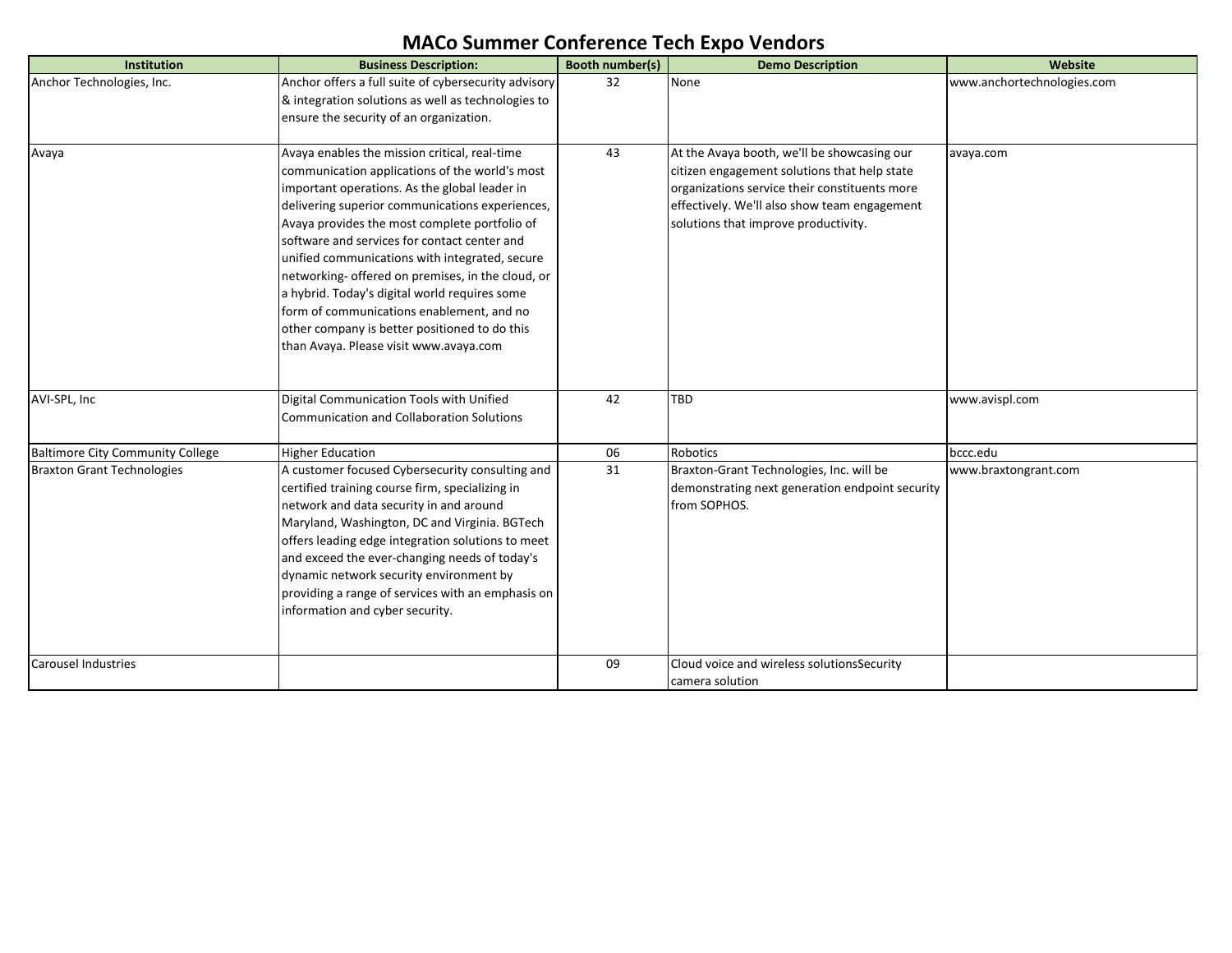# MACo Summer Conference Tech Expo Vendors

| Institution | Business Description: | Booth number(s) | Demo Description | Website |
|---|---|---|---|---|
| Anchor Technologies, Inc. | Anchor offers a full suite of cybersecurity advisory & integration solutions as well as technologies to ensure the security of an organization. | 32 | None | www.anchortechnologies.com |
| Avaya | Avaya enables the mission critical, real-time communication applications of the world's most important operations. As the global leader in delivering superior communications experiences, Avaya provides the most complete portfolio of software and services for contact center and unified communications with integrated, secure networking- offered on premises, in the cloud, or a hybrid. Today's digital world requires some form of communications enablement, and no other company is better positioned to do this than Avaya. Please visit www.avaya.com | 43 | At the Avaya booth, we'll be showcasing our citizen engagement solutions that help state organizations service their constituents more effectively. We'll also show team engagement solutions that improve productivity. | avaya.com |
| AVI-SPL, Inc | Digital Communication Tools with Unified Communication and Collaboration Solutions | 42 | TBD | www.avispl.com |
| Baltimore City Community College | Higher Education | 06 | Robotics | bccc.edu |
| Braxton Grant Technologies | A customer focused Cybersecurity consulting and certified training course firm, specializing in network and data security in and around Maryland, Washington, DC and Virginia. BGTech offers leading edge integration solutions to meet and exceed the ever-changing needs of today's dynamic network security environment by providing a range of services with an emphasis on information and cyber security. | 31 | Braxton-Grant Technologies, Inc. will be demonstrating next generation endpoint security from SOPHOS. | www.braxtongrant.com |
| Carousel Industries | | 09 | Cloud voice and wireless solutionsSecurity camera solution | |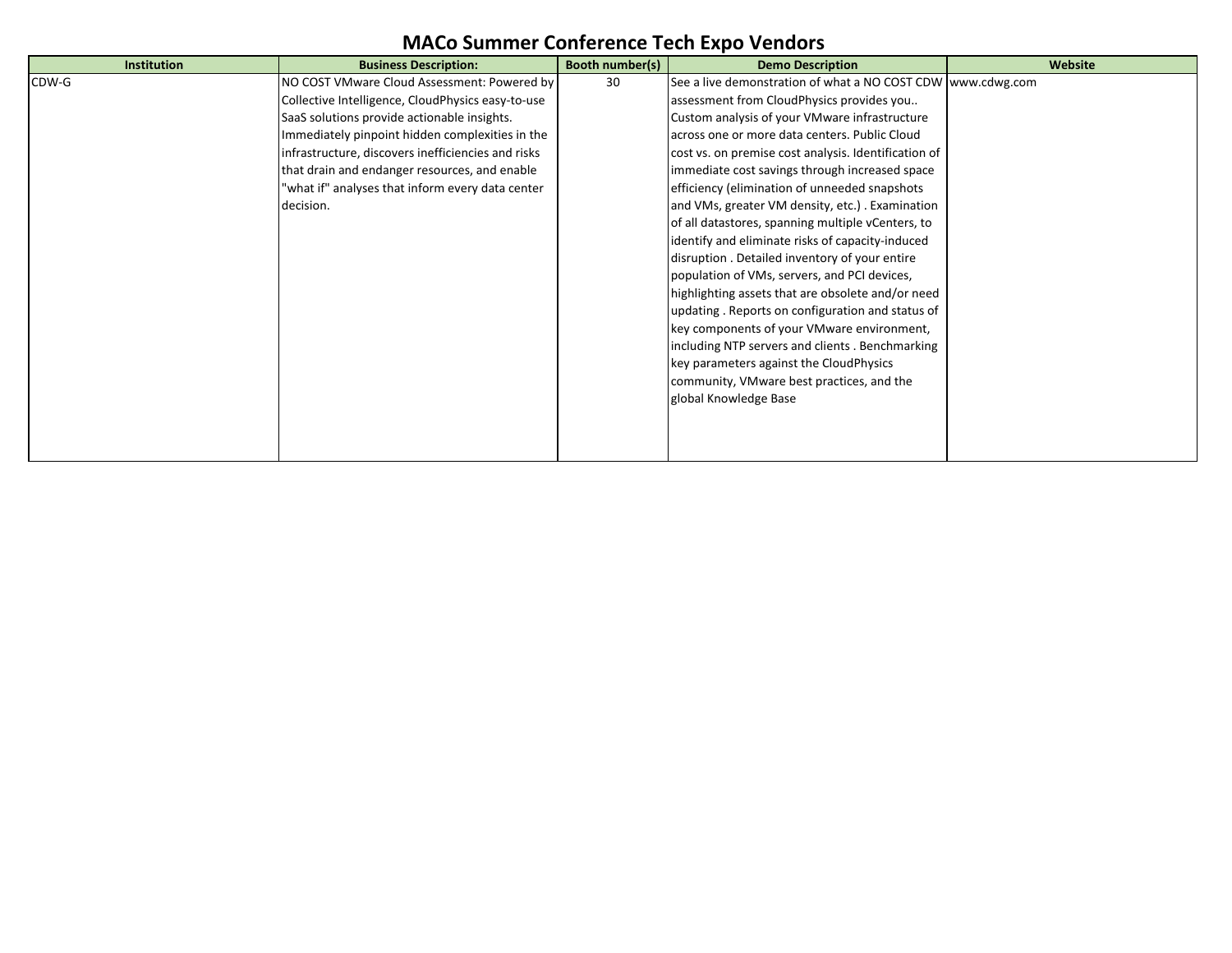# MACo Summer Conference Tech Expo Vendors

| Institution | Business Description: | Booth number(s) | Demo Description | Website |
|---|---|---|---|---|
| CDW-G | NO COST VMware Cloud Assessment: Powered by Collective Intelligence, CloudPhysics easy-to-use SaaS solutions provide actionable insights. Immediately pinpoint hidden complexities in the infrastructure, discovers inefficiencies and risks that drain and endanger resources, and enable "what if" analyses that inform every data center decision. | 30 | See a live demonstration of what a NO COST CDW assessment from CloudPhysics provides you.. Custom analysis of your VMware infrastructure across one or more data centers. Public Cloud cost vs. on premise cost analysis. Identification of immediate cost savings through increased space efficiency (elimination of unneeded snapshots and VMs, greater VM density, etc.) . Examination of all datastores, spanning multiple vCenters, to identify and eliminate risks of capacity-induced disruption . Detailed inventory of your entire population of VMs, servers, and PCI devices, highlighting assets that are obsolete and/or need updating . Reports on configuration and status of key components of your VMware environment, including NTP servers and clients . Benchmarking key parameters against the CloudPhysics community, VMware best practices, and the global Knowledge Base | www.cdwg.com |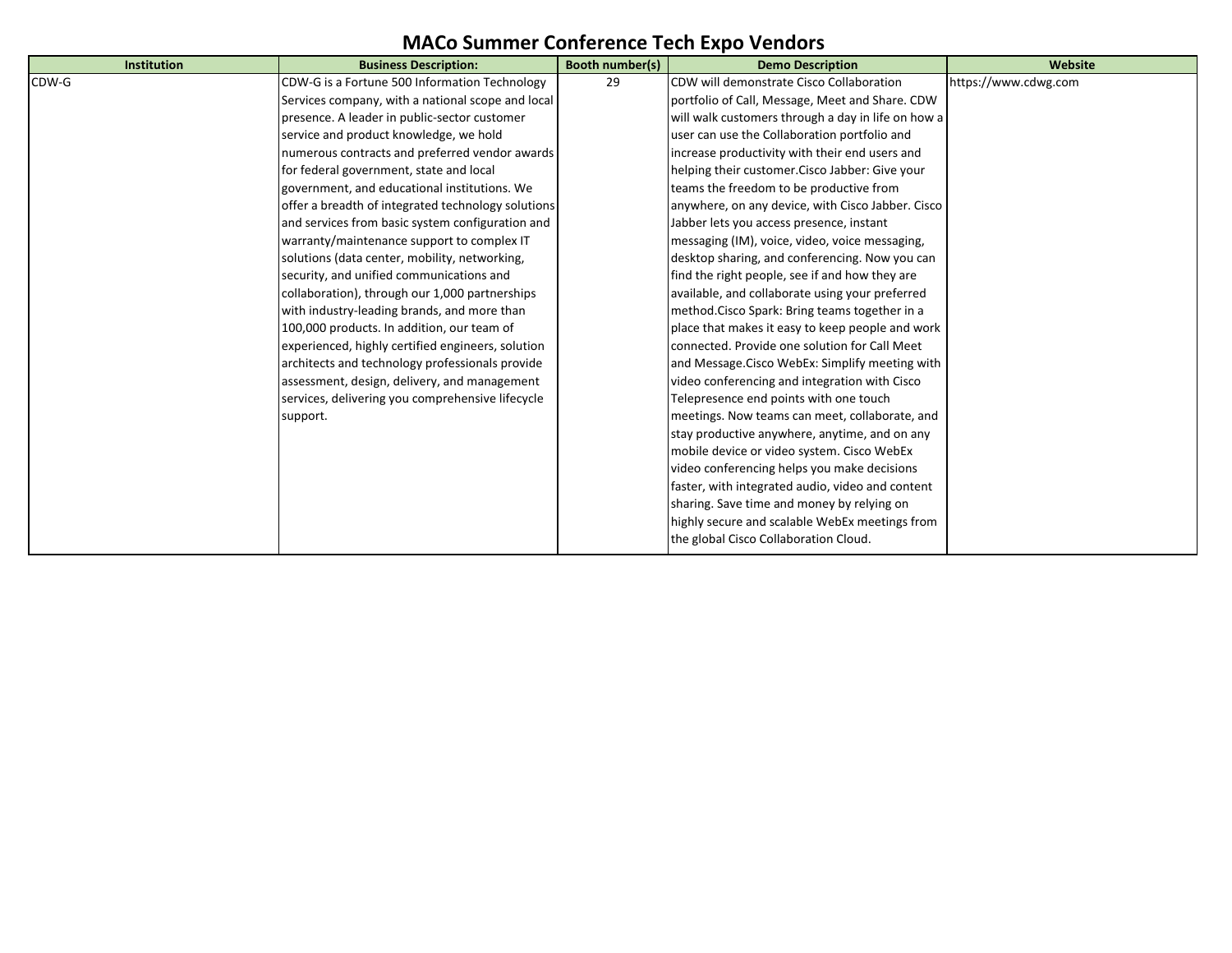# MACo Summer Conference Tech Expo Vendors

| Institution | Business Description: | Booth number(s) | Demo Description | Website |
|---|---|---|---|---|
| CDW-G | CDW-G is a Fortune 500 Information Technology Services company, with a national scope and local presence. A leader in public-sector customer service and product knowledge, we hold numerous contracts and preferred vendor awards for federal government, state and local government, and educational institutions. We offer a breadth of integrated technology solutions and services from basic system configuration and warranty/maintenance support to complex IT solutions (data center, mobility, networking, security, and unified communications and collaboration), through our 1,000 partnerships with industry-leading brands, and more than 100,000 products. In addition, our team of experienced, highly certified engineers, solution architects and technology professionals provide assessment, design, delivery, and management services, delivering you comprehensive lifecycle support. | 29 | CDW will demonstrate Cisco Collaboration portfolio of Call, Message, Meet and Share. CDW will walk customers through a day in life on how a user can use the Collaboration portfolio and increase productivity with their end users and helping their customer.Cisco Jabber: Give your teams the freedom to be productive from anywhere, on any device, with Cisco Jabber. Cisco Jabber lets you access presence, instant messaging (IM), voice, video, voice messaging, desktop sharing, and conferencing. Now you can find the right people, see if and how they are available, and collaborate using your preferred method.Cisco Spark: Bring teams together in a place that makes it easy to keep people and work connected. Provide one solution for Call Meet and Message.Cisco WebEx: Simplify meeting with video conferencing and integration with Cisco Telepresence end points with one touch meetings. Now teams can meet, collaborate, and stay productive anywhere, anytime, and on any mobile device or video system. Cisco WebEx video conferencing helps you make decisions faster, with integrated audio, video and content sharing. Save time and money by relying on highly secure and scalable WebEx meetings from the global Cisco Collaboration Cloud. | https://www.cdwg.com |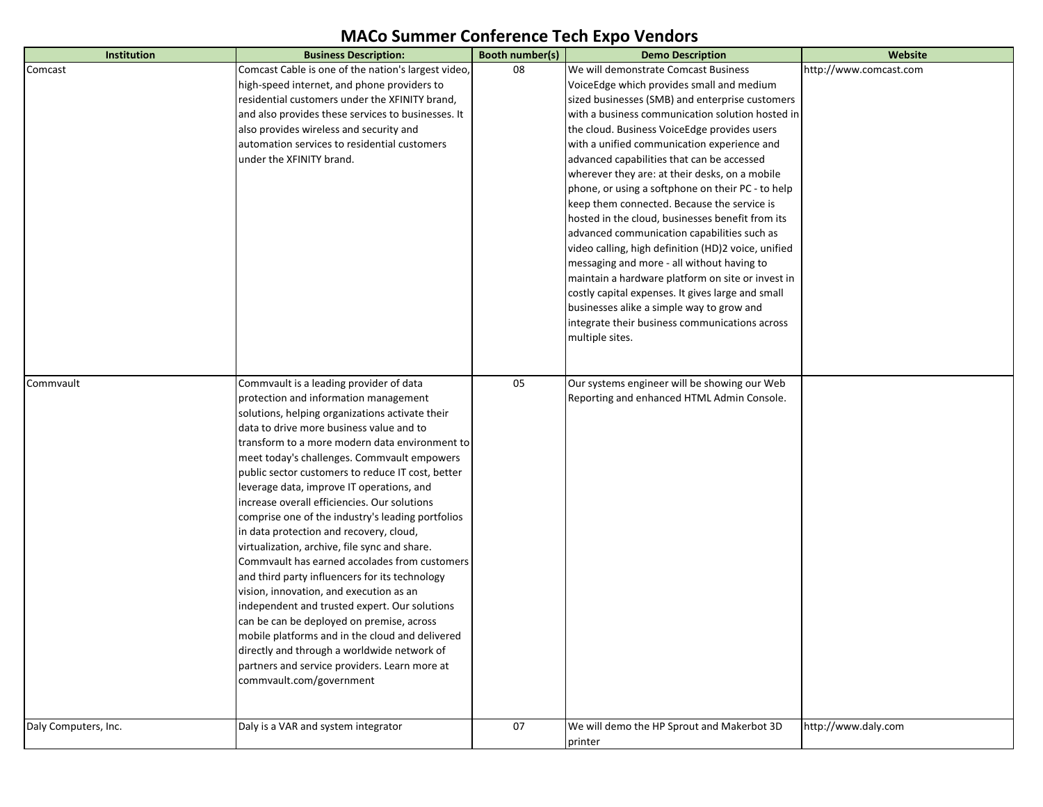# MACo Summer Conference Tech Expo Vendors

| Institution | Business Description: | Booth number(s) | Demo Description | Website |
|---|---|---|---|---|
| Comcast | Comcast Cable is one of the nation's largest video, high-speed internet, and phone providers to residential customers under the XFINITY brand, and also provides these services to businesses. It also provides wireless and security and automation services to residential customers under the XFINITY brand. | 08 | We will demonstrate Comcast Business VoiceEdge which provides small and medium sized businesses (SMB) and enterprise customers with a business communication solution hosted in the cloud. Business VoiceEdge provides users with a unified communication experience and advanced capabilities that can be accessed wherever they are: at their desks, on a mobile phone, or using a softphone on their PC - to help keep them connected. Because the service is hosted in the cloud, businesses benefit from its advanced communication capabilities such as video calling, high definition (HD)2 voice, unified messaging and more - all without having to maintain a hardware platform on site or invest in costly capital expenses. It gives large and small businesses alike a simple way to grow and integrate their business communications across multiple sites. | http://www.comcast.com |
| Commvault | Commvault is a leading provider of data protection and information management solutions, helping organizations activate their data to drive more business value and to transform to a more modern data environment to meet today's challenges. Commvault empowers public sector customers to reduce IT cost, better leverage data, improve IT operations, and increase overall efficiencies. Our solutions comprise one of the industry's leading portfolios in data protection and recovery, cloud, virtualization, archive, file sync and share. Commvault has earned accolades from customers and third party influencers for its technology vision, innovation, and execution as an independent and trusted expert. Our solutions can be can be deployed on premise, across mobile platforms and in the cloud and delivered directly and through a worldwide network of partners and service providers. Learn more at commvault.com/government | 05 | Our systems engineer will be showing our Web Reporting and enhanced HTML Admin Console. | |
| Daly Computers, Inc. | Daly is a VAR and system integrator | 07 | We will demo the HP Sprout and Makerbot 3D printer | http://www.daly.com |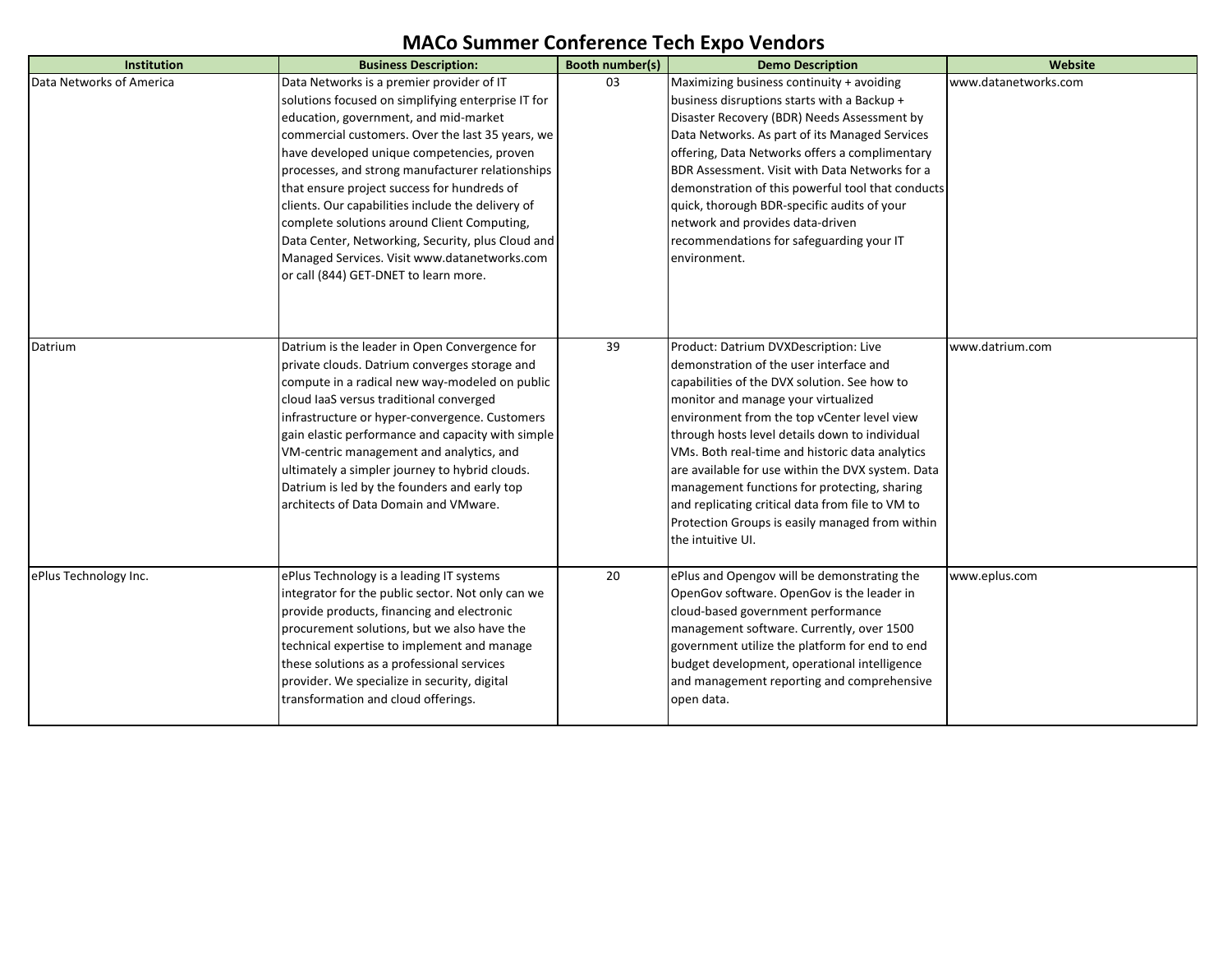# MACo Summer Conference Tech Expo Vendors

| Institution | Business Description: | Booth number(s) | Demo Description | Website |
|---|---|---|---|---|
| Data Networks of America | Data Networks is a premier provider of IT solutions focused on simplifying enterprise IT for education, government, and mid-market commercial customers. Over the last 35 years, we have developed unique competencies, proven processes, and strong manufacturer relationships that ensure project success for hundreds of clients. Our capabilities include the delivery of complete solutions around Client Computing, Data Center, Networking, Security, plus Cloud and Managed Services. Visit www.datanetworks.com or call (844) GET-DNET to learn more. | 03 | Maximizing business continuity + avoiding business disruptions starts with a Backup + Disaster Recovery (BDR) Needs Assessment by Data Networks. As part of its Managed Services offering, Data Networks offers a complimentary BDR Assessment. Visit with Data Networks for a demonstration of this powerful tool that conducts quick, thorough BDR-specific audits of your network and provides data-driven recommendations for safeguarding your IT environment. | www.datanetworks.com |
| Datrium | Datrium is the leader in Open Convergence for private clouds. Datrium converges storage and compute in a radical new way-modeled on public cloud IaaS versus traditional converged infrastructure or hyper-convergence. Customers gain elastic performance and capacity with simple VM-centric management and analytics, and ultimately a simpler journey to hybrid clouds. Datrium is led by the founders and early top architects of Data Domain and VMware. | 39 | Product: Datrium DVXDescription: Live demonstration of the user interface and capabilities of the DVX solution. See how to monitor and manage your virtualized environment from the top vCenter level view through hosts level details down to individual VMs. Both real-time and historic data analytics are available for use within the DVX system. Data management functions for protecting, sharing and replicating critical data from file to VM to Protection Groups is easily managed from within the intuitive UI. | www.datrium.com |
| ePlus Technology Inc. | ePlus Technology is a leading IT systems integrator for the public sector. Not only can we provide products, financing and electronic procurement solutions, but we also have the technical expertise to implement and manage these solutions as a professional services provider. We specialize in security, digital transformation and cloud offerings. | 20 | ePlus and Opengov will be demonstrating the OpenGov software. OpenGov is the leader in cloud-based government performance management software. Currently, over 1500 government utilize the platform for end to end budget development, operational intelligence and management reporting and comprehensive open data. | www.eplus.com |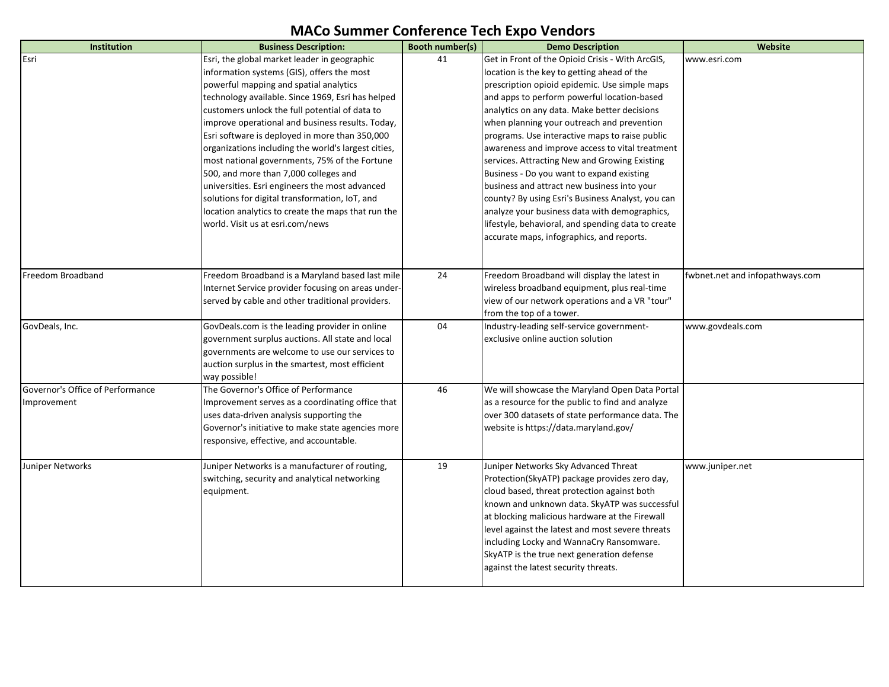# MACo Summer Conference Tech Expo Vendors

| Institution | Business Description: | Booth number(s) | Demo Description | Website |
|---|---|---|---|---|
| Esri | Esri, the global market leader in geographic information systems (GIS), offers the most powerful mapping and spatial analytics technology available. Since 1969, Esri has helped customers unlock the full potential of data to improve operational and business results. Today, Esri software is deployed in more than 350,000 organizations including the world's largest cities, most national governments, 75% of the Fortune 500, and more than 7,000 colleges and universities. Esri engineers the most advanced solutions for digital transformation, IoT, and location analytics to create the maps that run the world. Visit us at esri.com/news | 41 | Get in Front of the Opioid Crisis - With ArcGIS, location is the key to getting ahead of the prescription opioid epidemic. Use simple maps and apps to perform powerful location-based analytics on any data. Make better decisions when planning your outreach and prevention programs. Use interactive maps to raise public awareness and improve access to vital treatment services. Attracting New and Growing Existing Business - Do you want to expand existing business and attract new business into your county? By using Esri's Business Analyst, you can analyze your business data with demographics, lifestyle, behavioral, and spending data to create accurate maps, infographics, and reports. | www.esri.com |
| Freedom Broadband | Freedom Broadband is a Maryland based last mile Internet Service provider focusing on areas under-served by cable and other traditional providers. | 24 | Freedom Broadband will display the latest in wireless broadband equipment, plus real-time view of our network operations and a VR "tour" from the top of a tower. | fwbnet.net and infopathways.com |
| GovDeals, Inc. | GovDeals.com is the leading provider in online government surplus auctions. All state and local governments are welcome to use our services to auction surplus in the smartest, most efficient way possible! | 04 | Industry-leading self-service government-exclusive online auction solution | www.govdeals.com |
| Governor's Office of Performance Improvement | The Governor's Office of Performance Improvement serves as a coordinating office that uses data-driven analysis supporting the Governor's initiative to make state agencies more responsive, effective, and accountable. | 46 | We will showcase the Maryland Open Data Portal as a resource for the public to find and analyze over 300 datasets of state performance data. The website is https://data.maryland.gov/ | |
| Juniper Networks | Juniper Networks is a manufacturer of routing, switching, security and analytical networking equipment. | 19 | Juniper Networks Sky Advanced Threat Protection(SkyATP) package provides zero day, cloud based, threat protection against both known and unknown data. SkyATP was successful at blocking malicious hardware at the Firewall level against the latest and most severe threats including Locky and WannaCry Ransomware. SkyATP is the true next generation defense against the latest security threats. | www.juniper.net |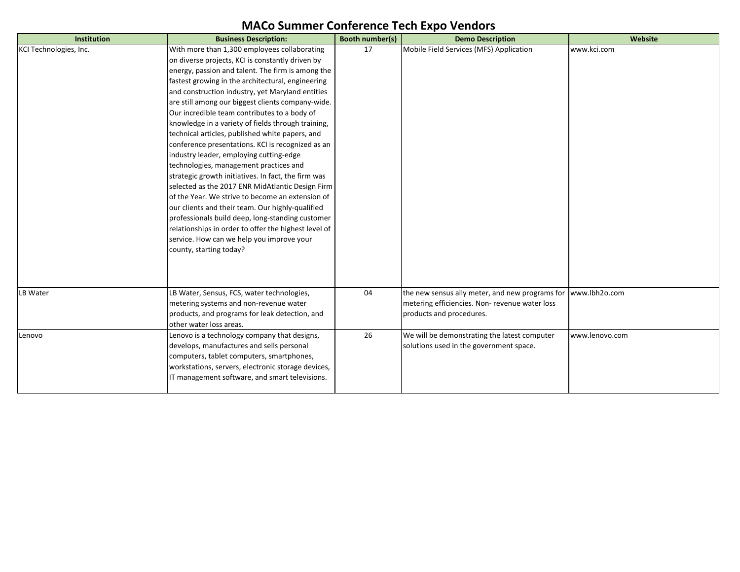# MACo Summer Conference Tech Expo Vendors

| Institution | Business Description: | Booth number(s) | Demo Description | Website |
|---|---|---|---|---|
| KCI Technologies, Inc. | With more than 1,300 employees collaborating on diverse projects, KCI is constantly driven by energy, passion and talent. The firm is among the fastest growing in the architectural, engineering and construction industry, yet Maryland entities are still among our biggest clients company-wide. Our incredible team contributes to a body of knowledge in a variety of fields through training, technical articles, published white papers, and conference presentations. KCI is recognized as an industry leader, employing cutting-edge technologies, management practices and strategic growth initiatives. In fact, the firm was selected as the 2017 ENR MidAtlantic Design Firm of the Year. We strive to become an extension of our clients and their team. Our highly-qualified professionals build deep, long-standing customer relationships in order to offer the highest level of service. How can we help you improve your county, starting today? | 17 | Mobile Field Services (MFS) Application | www.kci.com |
| LB Water | LB Water, Sensus, FCS, water technologies, metering systems and non-revenue water products, and programs for leak detection, and other water loss areas. | 04 | the new sensus ally meter, and new programs for metering efficiencies. Non- revenue water loss products and procedures. | www.lbh2o.com |
| Lenovo | Lenovo is a technology company that designs, develops, manufactures and sells personal computers, tablet computers, smartphones, workstations, servers, electronic storage devices, IT management software, and smart televisions. | 26 | We will be demonstrating the latest computer solutions used in the government space. | www.lenovo.com |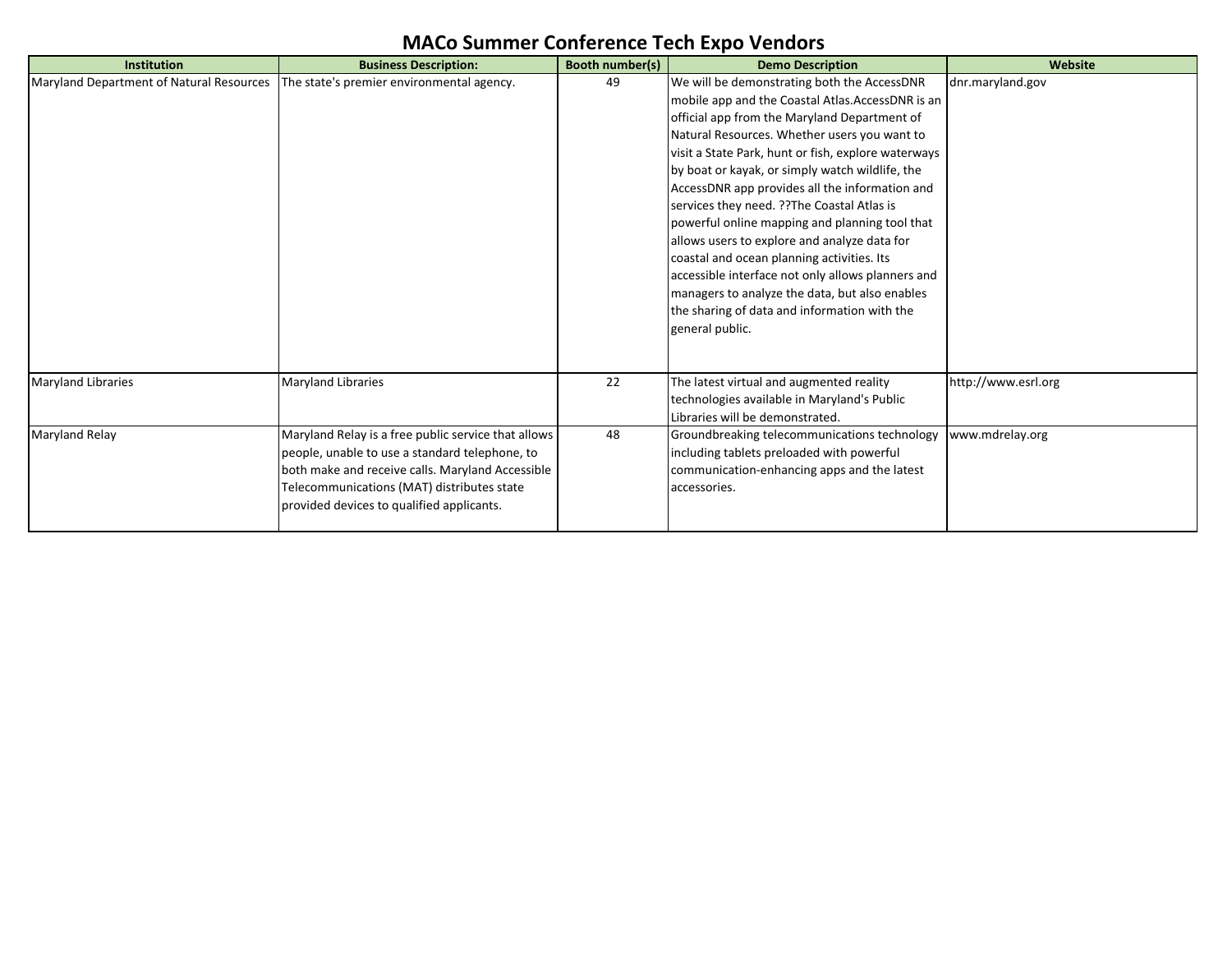# MACo Summer Conference Tech Expo Vendors

| Institution | Business Description: | Booth number(s) | Demo Description | Website |
|---|---|---|---|---|
| Maryland Department of Natural Resources | The state's premier environmental agency. | 49 | We will be demonstrating both the AccessDNR mobile app and the Coastal Atlas.AccessDNR is an official app from the Maryland Department of Natural Resources. Whether users you want to visit a State Park, hunt or fish, explore waterways by boat or kayak, or simply watch wildlife, the AccessDNR app provides all the information and services they need. ??The Coastal Atlas is powerful online mapping and planning tool that allows users to explore and analyze data for coastal and ocean planning activities. Its accessible interface not only allows planners and managers to analyze the data, but also enables the sharing of data and information with the general public. | dnr.maryland.gov |
| Maryland Libraries | Maryland Libraries | 22 | The latest virtual and augmented reality technologies available in Maryland's Public Libraries will be demonstrated. | http://www.esrl.org |
| Maryland Relay | Maryland Relay is a free public service that allows people, unable to use a standard telephone, to both make and receive calls. Maryland Accessible Telecommunications (MAT) distributes state provided devices to qualified applicants. | 48 | Groundbreaking telecommunications technology including tablets preloaded with powerful communication-enhancing apps and the latest accessories. | www.mdrelay.org |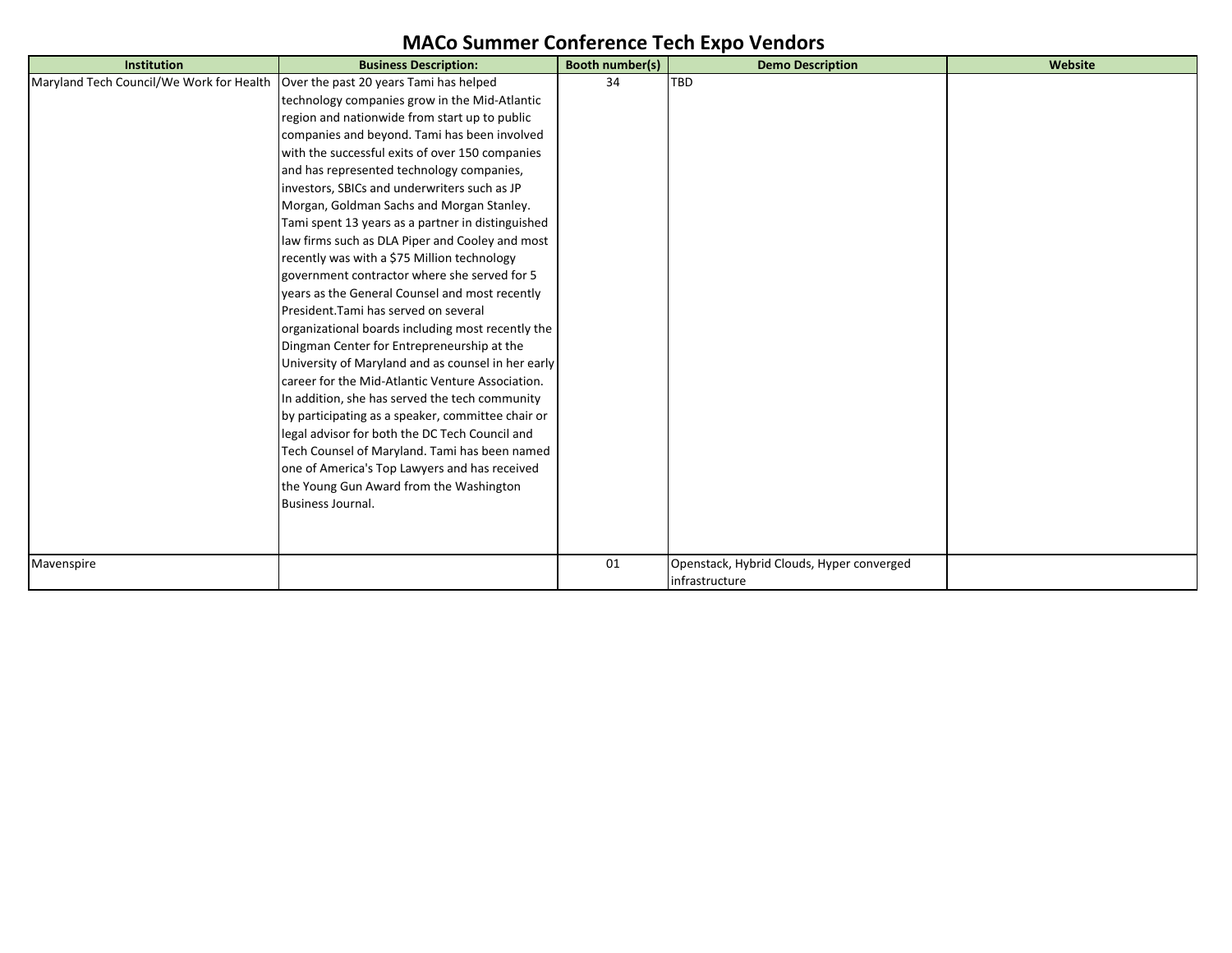# MACo Summer Conference Tech Expo Vendors

| Institution | Business Description: | Booth number(s) | Demo Description | Website |
|---|---|---|---|---|
| Maryland Tech Council/We Work for Health | Over the past 20 years Tami has helped technology companies grow in the Mid-Atlantic region and nationwide from start up to public companies and beyond. Tami has been involved with the successful exits of over 150 companies and has represented technology companies, investors, SBICs and underwriters such as JP Morgan, Goldman Sachs and Morgan Stanley. Tami spent 13 years as a partner in distinguished law firms such as DLA Piper and Cooley and most recently was with a $75 Million technology government contractor where she served for 5 years as the General Counsel and most recently President.Tami has served on several organizational boards including most recently the Dingman Center for Entrepreneurship at the University of Maryland and as counsel in her early career for the Mid-Atlantic Venture Association. In addition, she has served the tech community by participating as a speaker, committee chair or legal advisor for both the DC Tech Council and Tech Counsel of Maryland. Tami has been named one of America's Top Lawyers and has received the Young Gun Award from the Washington Business Journal. | 34 | TBD | |
| Mavenspire | | 01 | Openstack, Hybrid Clouds, Hyper converged infrastructure | |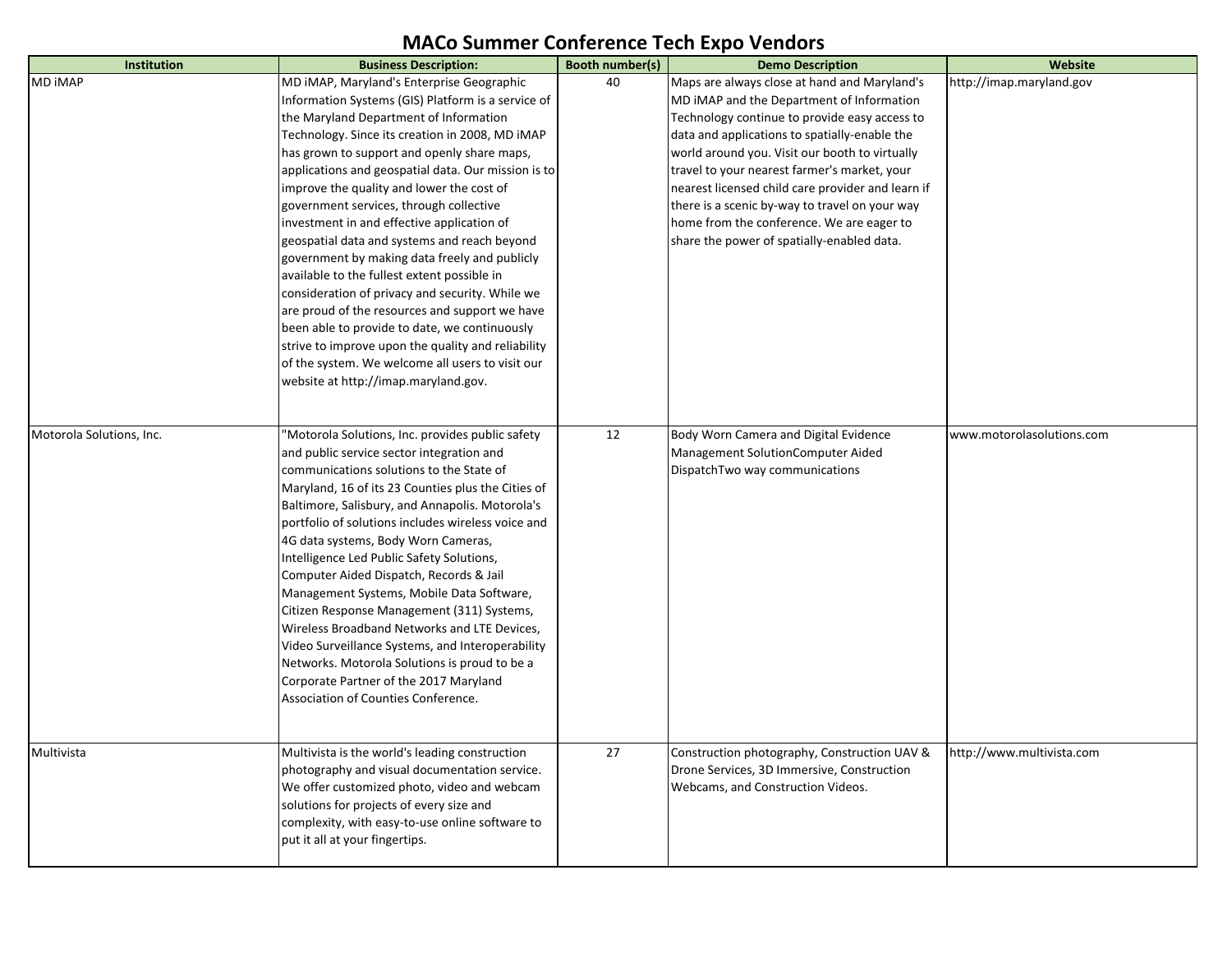# MACo Summer Conference Tech Expo Vendors

| Institution | Business Description: | Booth number(s) | Demo Description | Website |
|---|---|---|---|---|
| MD iMAP | MD iMAP, Maryland's Enterprise Geographic Information Systems (GIS) Platform is a service of the Maryland Department of Information Technology. Since its creation in 2008, MD iMAP has grown to support and openly share maps, applications and geospatial data. Our mission is to improve the quality and lower the cost of government services, through collective investment in and effective application of geospatial data and systems and reach beyond government by making data freely and publicly available to the fullest extent possible in consideration of privacy and security. While we are proud of the resources and support we have been able to provide to date, we continuously strive to improve upon the quality and reliability of the system. We welcome all users to visit our website at http://imap.maryland.gov. | 40 | Maps are always close at hand and Maryland's MD iMAP and the Department of Information Technology continue to provide easy access to data and applications to spatially-enable the world around you. Visit our booth to virtually travel to your nearest farmer's market, your nearest licensed child care provider and learn if there is a scenic by-way to travel on your way home from the conference. We are eager to share the power of spatially-enabled data. | http://imap.maryland.gov |
| Motorola Solutions, Inc. | "Motorola Solutions, Inc. provides public safety and public service sector integration and communications solutions to the State of Maryland, 16 of its 23 Counties plus the Cities of Baltimore, Salisbury, and Annapolis. Motorola's portfolio of solutions includes wireless voice and 4G data systems, Body Worn Cameras, Intelligence Led Public Safety Solutions, Computer Aided Dispatch, Records & Jail Management Systems, Mobile Data Software, Citizen Response Management (311) Systems, Wireless Broadband Networks and LTE Devices, Video Surveillance Systems, and Interoperability Networks. Motorola Solutions is proud to be a Corporate Partner of the 2017 Maryland Association of Counties Conference. | 12 | Body Worn Camera and Digital Evidence Management SolutionComputer Aided DispatchTwo way communications | www.motorolasolutions.com |
| Multivista | Multivista is the world's leading construction photography and visual documentation service. We offer customized photo, video and webcam solutions for projects of every size and complexity, with easy-to-use online software to put it all at your fingertips. | 27 | Construction photography, Construction UAV & Drone Services, 3D Immersive, Construction Webcams, and Construction Videos. | http://www.multivista.com |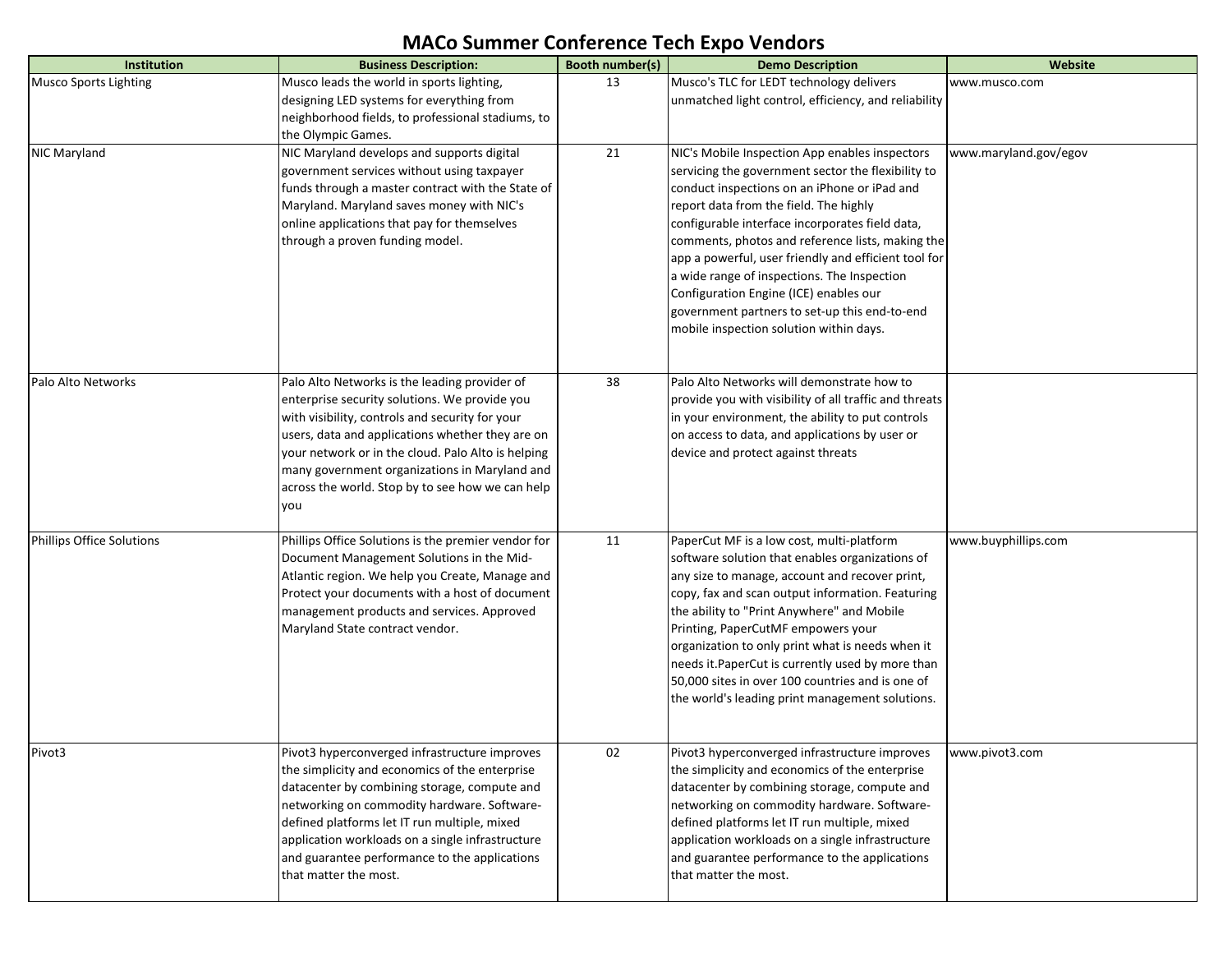# MACo Summer Conference Tech Expo Vendors

| Institution | Business Description: | Booth number(s) | Demo Description | Website |
|---|---|---|---|---|
| Musco Sports Lighting | Musco leads the world in sports lighting, designing LED systems for everything from neighborhood fields, to professional stadiums, to the Olympic Games. | 13 | Musco's TLC for LEDT technology delivers unmatched light control, efficiency, and reliability | www.musco.com |
| NIC Maryland | NIC Maryland develops and supports digital government services without using taxpayer funds through a master contract with the State of Maryland. Maryland saves money with NIC's online applications that pay for themselves through a proven funding model. | 21 | NIC's Mobile Inspection App enables inspectors servicing the government sector the flexibility to conduct inspections on an iPhone or iPad and report data from the field. The highly configurable interface incorporates field data, comments, photos and reference lists, making the app a powerful, user friendly and efficient tool for a wide range of inspections. The Inspection Configuration Engine (ICE) enables our government partners to set-up this end-to-end mobile inspection solution within days. | www.maryland.gov/egov |
| Palo Alto Networks | Palo Alto Networks is the leading provider of enterprise security solutions. We provide you with visibility, controls and security for your users, data and applications whether they are on your network or in the cloud. Palo Alto is helping many government organizations in Maryland and across the world. Stop by to see how we can help you | 38 | Palo Alto Networks will demonstrate how to provide you with visibility of all traffic and threats in your environment, the ability to put controls on access to data, and applications by user or device and protect against threats | |
| Phillips Office Solutions | Phillips Office Solutions is the premier vendor for Document Management Solutions in the Mid-Atlantic region. We help you Create, Manage and Protect your documents with a host of document management products and services. Approved Maryland State contract vendor. | 11 | PaperCut MF is a low cost, multi-platform software solution that enables organizations of any size to manage, account and recover print, copy, fax and scan output information. Featuring the ability to "Print Anywhere" and Mobile Printing, PaperCutMF empowers your organization to only print what is needs when it needs it.PaperCut is currently used by more than 50,000 sites in over 100 countries and is one of the world's leading print management solutions. | www.buyphillips.com |
| Pivot3 | Pivot3 hyperconverged infrastructure improves the simplicity and economics of the enterprise datacenter by combining storage, compute and networking on commodity hardware. Software-defined platforms let IT run multiple, mixed application workloads on a single infrastructure and guarantee performance to the applications that matter the most. | 02 | Pivot3 hyperconverged infrastructure improves the simplicity and economics of the enterprise datacenter by combining storage, compute and networking on commodity hardware. Software-defined platforms let IT run multiple, mixed application workloads on a single infrastructure and guarantee performance to the applications that matter the most. | www.pivot3.com |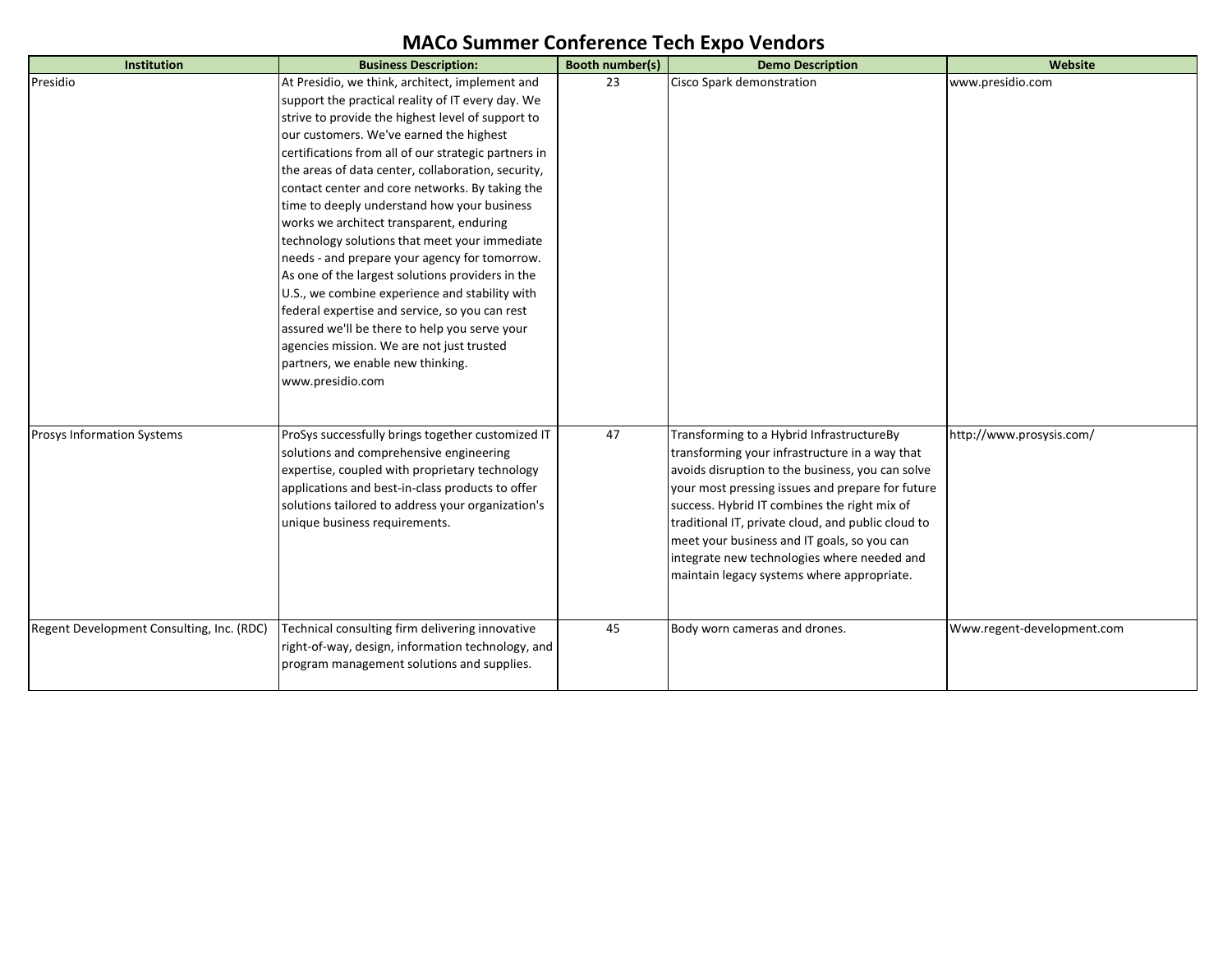# MACo Summer Conference Tech Expo Vendors

| Institution | Business Description: | Booth number(s) | Demo Description | Website |
| --- | --- | --- | --- | --- |
| Presidio | At Presidio, we think, architect, implement and support the practical reality of IT every day. We strive to provide the highest level of support to our customers. We've earned the highest certifications from all of our strategic partners in the areas of data center, collaboration, security, contact center and core networks. By taking the time to deeply understand how your business works we architect transparent, enduring technology solutions that meet your immediate needs - and prepare your agency for tomorrow. As one of the largest solutions providers in the U.S., we combine experience and stability with federal expertise and service, so you can rest assured we'll be there to help you serve your agencies mission. We are not just trusted partners, we enable new thinking. www.presidio.com | 23 | Cisco Spark demonstration | www.presidio.com |
| Prosys Information Systems | ProSys successfully brings together customized IT solutions and comprehensive engineering expertise, coupled with proprietary technology applications and best-in-class products to offer solutions tailored to address your organization's unique business requirements. | 47 | Transforming to a Hybrid InfrastructureBy transforming your infrastructure in a way that avoids disruption to the business, you can solve your most pressing issues and prepare for future success. Hybrid IT combines the right mix of traditional IT, private cloud, and public cloud to meet your business and IT goals, so you can integrate new technologies where needed and maintain legacy systems where appropriate. | http://www.prosysis.com/ |
| Regent Development Consulting, Inc. (RDC) | Technical consulting firm delivering innovative right-of-way, design, information technology, and program management solutions and supplies. | 45 | Body worn cameras and drones. | Www.regent-development.com |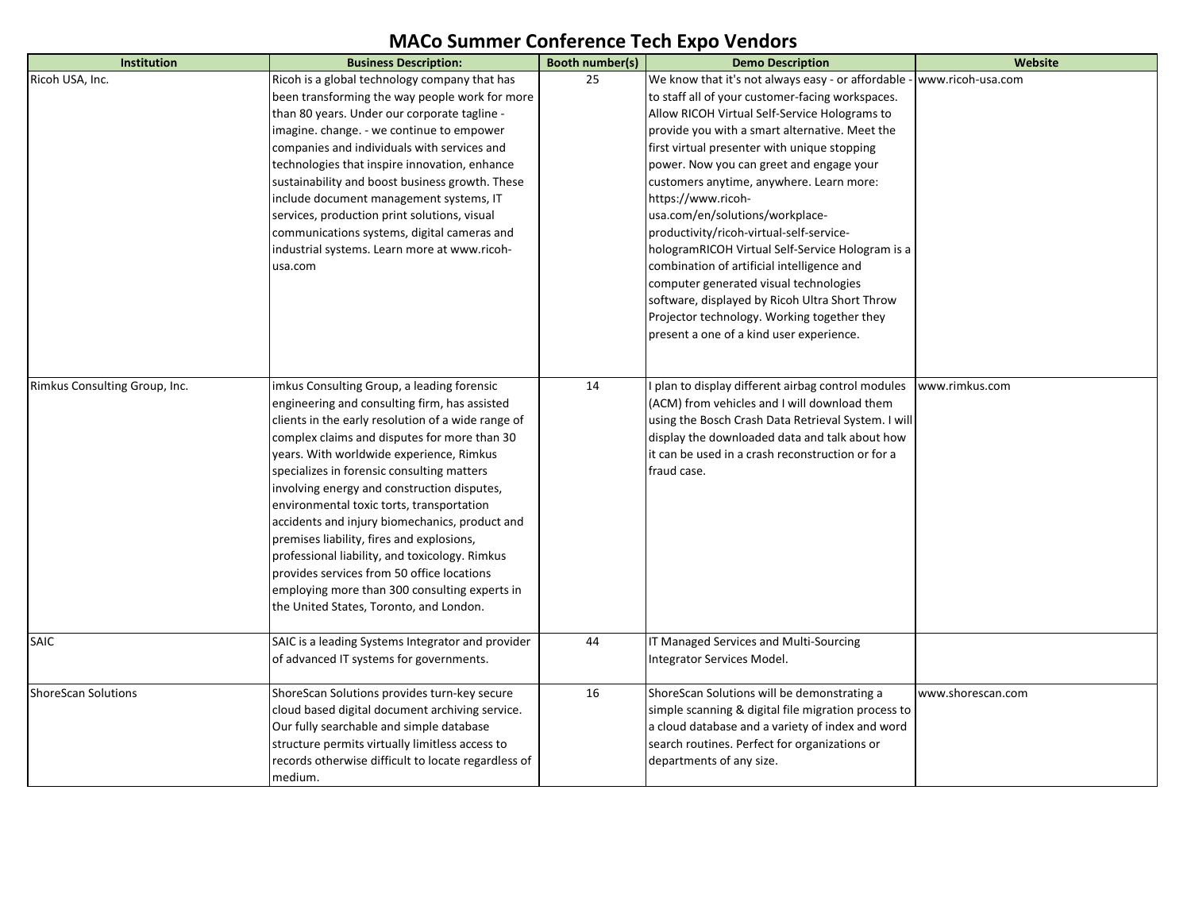# MACo Summer Conference Tech Expo Vendors

| Institution | Business Description: | Booth number(s) | Demo Description | Website |
|---|---|---|---|---|
| Ricoh USA, Inc. | Ricoh is a global technology company that has been transforming the way people work for more than 80 years. Under our corporate tagline - imagine. change. - we continue to empower companies and individuals with services and technologies that inspire innovation, enhance sustainability and boost business growth. These include document management systems, IT services, production print solutions, visual communications systems, digital cameras and industrial systems. Learn more at www.ricoh-usa.com | 25 | We know that it's not always easy - or affordable - to staff all of your customer-facing workspaces. Allow RICOH Virtual Self-Service Holograms to provide you with a smart alternative. Meet the first virtual presenter with unique stopping power. Now you can greet and engage your customers anytime, anywhere. Learn more: https://www.ricoh-usa.com/en/solutions/workplace-productivity/ricoh-virtual-self-service-hologramRICOH Virtual Self-Service Hologram is a combination of artificial intelligence and computer generated visual technologies software, displayed by Ricoh Ultra Short Throw Projector technology. Working together they present a one of a kind user experience. | www.ricoh-usa.com |
| Rimkus Consulting Group, Inc. | imkus Consulting Group, a leading forensic engineering and consulting firm, has assisted clients in the early resolution of a wide range of complex claims and disputes for more than 30 years. With worldwide experience, Rimkus specializes in forensic consulting matters involving energy and construction disputes, environmental toxic torts, transportation accidents and injury biomechanics, product and premises liability, fires and explosions, professional liability, and toxicology. Rimkus provides services from 50 office locations employing more than 300 consulting experts in the United States, Toronto, and London. | 14 | I plan to display different airbag control modules (ACM) from vehicles and I will download them using the Bosch Crash Data Retrieval System. I will display the downloaded data and talk about how it can be used in a crash reconstruction or for a fraud case. | www.rimkus.com |
| SAIC | SAIC is a leading Systems Integrator and provider of advanced IT systems for governments. | 44 | IT Managed Services and Multi-Sourcing Integrator Services Model. | |
| ShoreScan Solutions | ShoreScan Solutions provides turn-key secure cloud based digital document archiving service. Our fully searchable and simple database structure permits virtually limitless access to records otherwise difficult to locate regardless of medium. | 16 | ShoreScan Solutions will be demonstrating a simple scanning & digital file migration process to a cloud database and a variety of index and word search routines. Perfect for organizations or departments of any size. | www.shorescan.com |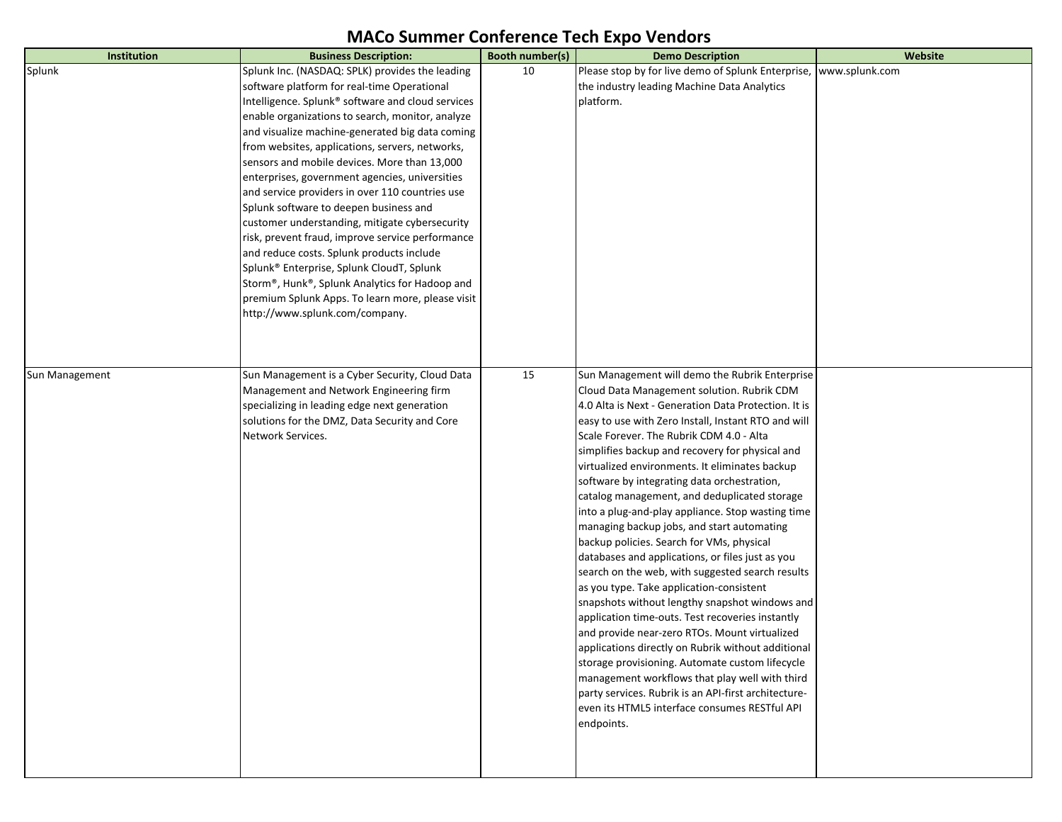# MACo Summer Conference Tech Expo Vendors

| Institution | Business Description: | Booth number(s) | Demo Description | Website |
|---|---|---|---|---|
| Splunk | Splunk Inc. (NASDAQ: SPLK) provides the leading software platform for real-time Operational Intelligence. Splunk® software and cloud services enable organizations to search, monitor, analyze and visualize machine-generated big data coming from websites, applications, servers, networks, sensors and mobile devices. More than 13,000 enterprises, government agencies, universities and service providers in over 110 countries use Splunk software to deepen business and customer understanding, mitigate cybersecurity risk, prevent fraud, improve service performance and reduce costs. Splunk products include Splunk® Enterprise, Splunk CloudT, Splunk Storm®, Hunk®, Splunk Analytics for Hadoop and premium Splunk Apps. To learn more, please visit http://www.splunk.com/company. | 10 | Please stop by for live demo of Splunk Enterprise, the industry leading Machine Data Analytics platform. | www.splunk.com |
| Sun Management | Sun Management is a Cyber Security, Cloud Data Management and Network Engineering firm specializing in leading edge next generation solutions for the DMZ, Data Security and Core Network Services. | 15 | Sun Management will demo the Rubrik Enterprise Cloud Data Management solution. Rubrik CDM 4.0 Alta is Next - Generation Data Protection. It is easy to use with Zero Install, Instant RTO and will Scale Forever. The Rubrik CDM 4.0 - Alta simplifies backup and recovery for physical and virtualized environments. It eliminates backup software by integrating data orchestration, catalog management, and deduplicated storage into a plug-and-play appliance. Stop wasting time managing backup jobs, and start automating backup policies. Search for VMs, physical databases and applications, or files just as you search on the web, with suggested search results as you type. Take application-consistent snapshots without lengthy snapshot windows and application time-outs. Test recoveries instantly and provide near-zero RTOs. Mount virtualized applications directly on Rubrik without additional storage provisioning. Automate custom lifecycle management workflows that play well with third party services. Rubrik is an API-first architecture- even its HTML5 interface consumes RESTful API endpoints. | |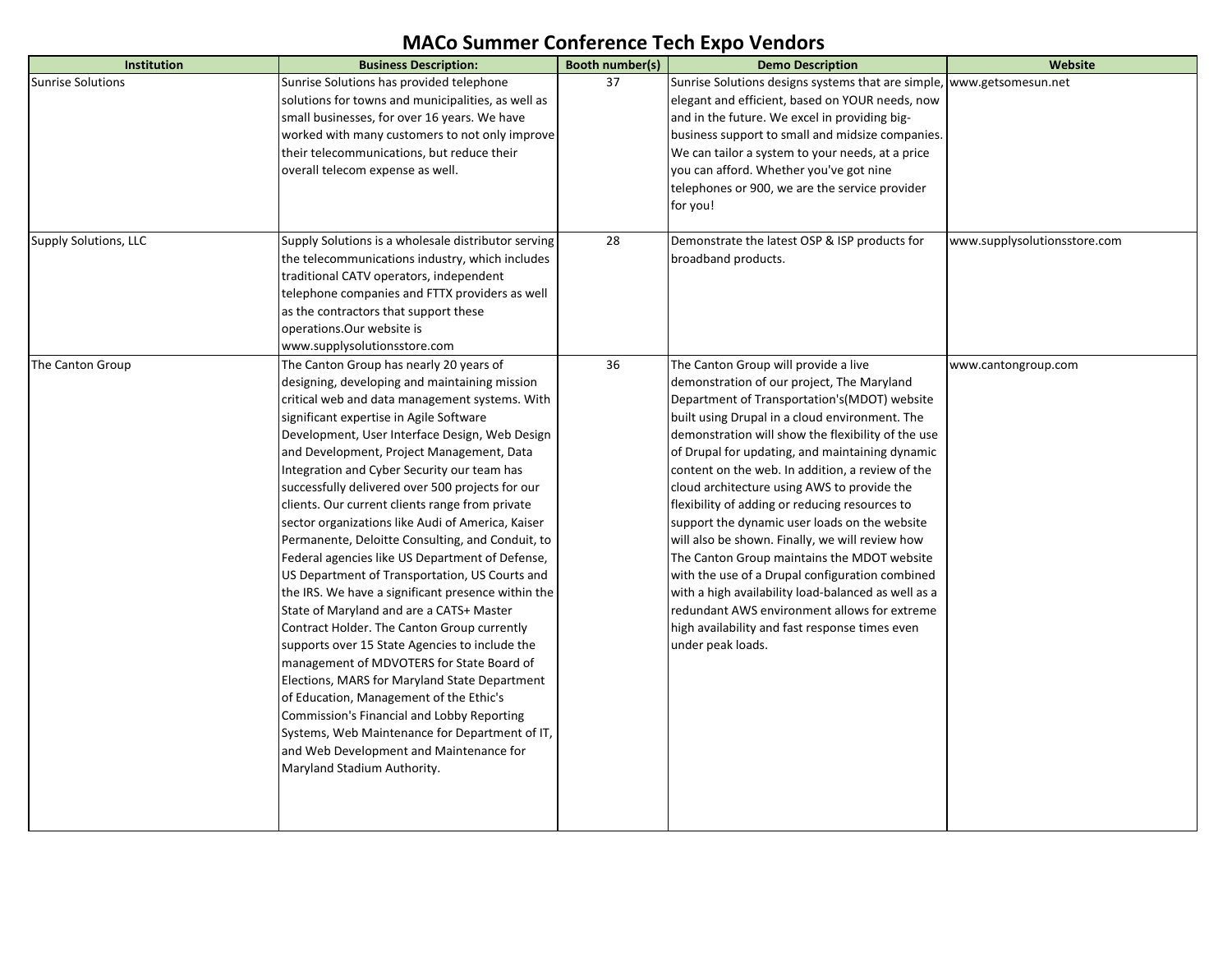# MACo Summer Conference Tech Expo Vendors

| Institution | Business Description: | Booth number(s) | Demo Description | Website |
|---|---|---|---|---|
| Sunrise Solutions | Sunrise Solutions has provided telephone solutions for towns and municipalities, as well as small businesses, for over 16 years. We have worked with many customers to not only improve their telecommunications, but reduce their overall telecom expense as well. | 37 | Sunrise Solutions designs systems that are simple, elegant and efficient, based on YOUR needs, now and in the future. We excel in providing big-business support to small and midsize companies. We can tailor a system to your needs, at a price you can afford. Whether you've got nine telephones or 900, we are the service provider for you! | www.getsomesun.net |
| Supply Solutions, LLC | Supply Solutions is a wholesale distributor serving the telecommunications industry, which includes traditional CATV operators, independent telephone companies and FTTX providers as well as the contractors that support these operations.Our website is www.supplysolutionsstore.com | 28 | Demonstrate the latest OSP & ISP products for broadband products. | www.supplysolutionsstore.com |
| The Canton Group | The Canton Group has nearly 20 years of designing, developing and maintaining mission critical web and data management systems. With significant expertise in Agile Software Development, User Interface Design, Web Design and Development, Project Management, Data Integration and Cyber Security our team has successfully delivered over 500 projects for our clients. Our current clients range from private sector organizations like Audi of America, Kaiser Permanente, Deloitte Consulting, and Conduit, to Federal agencies like US Department of Defense, US Department of Transportation, US Courts and the IRS. We have a significant presence within the State of Maryland and are a CATS+ Master Contract Holder. The Canton Group currently supports over 15 State Agencies to include the management of MDVOTERS for State Board of Elections, MARS for Maryland State Department of Education, Management of the Ethic's Commission's Financial and Lobby Reporting Systems, Web Maintenance for Department of IT, and Web Development and Maintenance for Maryland Stadium Authority. | 36 | The Canton Group will provide a live demonstration of our project, The Maryland Department of Transportation's(MDOT) website built using Drupal in a cloud environment. The demonstration will show the flexibility of the use of Drupal for updating, and maintaining dynamic content on the web. In addition, a review of the cloud architecture using AWS to provide the flexibility of adding or reducing resources to support the dynamic user loads on the website will also be shown. Finally, we will review how The Canton Group maintains the MDOT website with the use of a Drupal configuration combined with a high availability load-balanced as well as a redundant AWS environment allows for extreme high availability and fast response times even under peak loads. | www.cantongroup.com |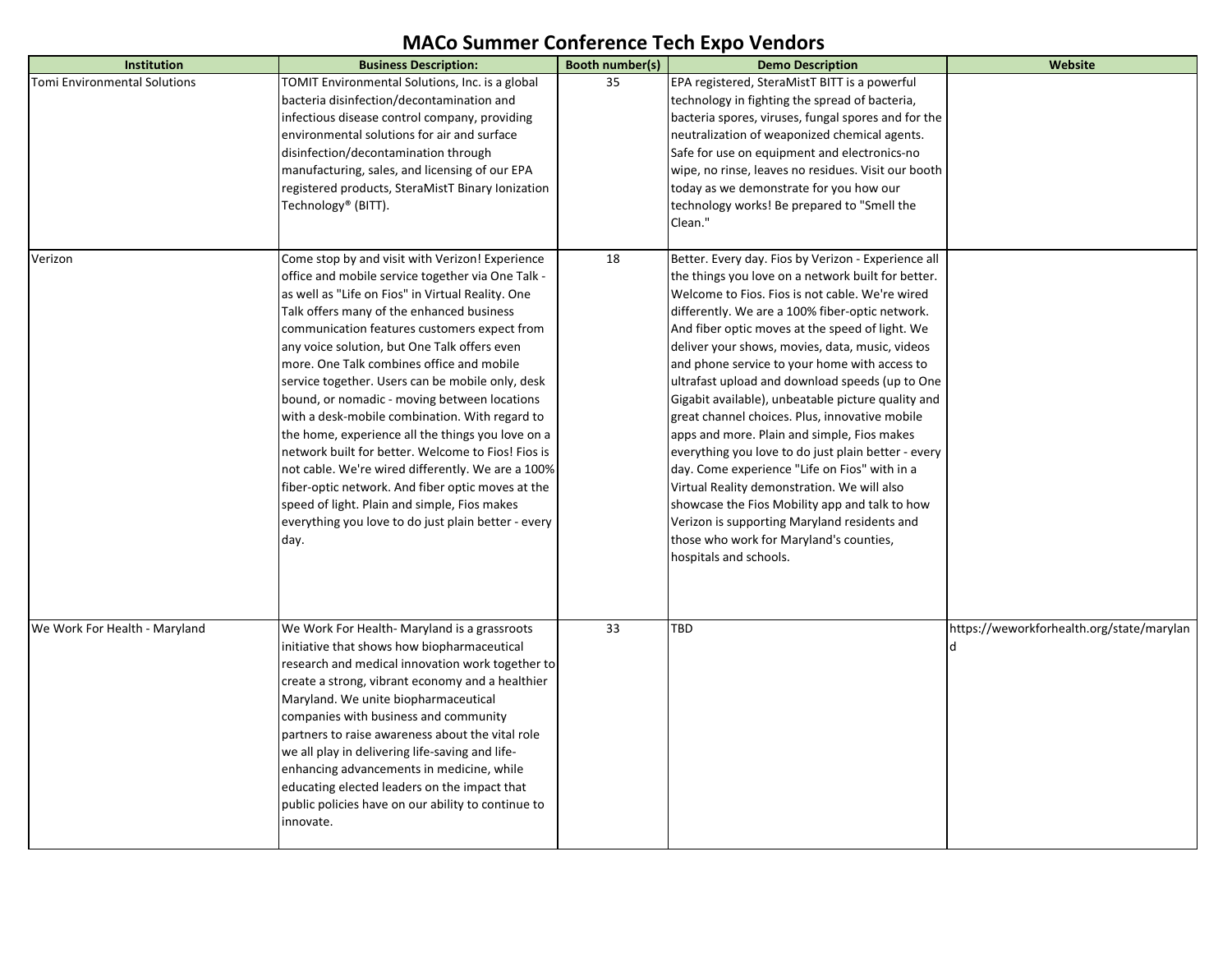# MACo Summer Conference Tech Expo Vendors

| Institution | Business Description: | Booth number(s) | Demo Description | Website |
|---|---|---|---|---|
| Tomi Environmental Solutions | TOMIT Environmental Solutions, Inc. is a global bacteria disinfection/decontamination and infectious disease control company, providing environmental solutions for air and surface disinfection/decontamination through manufacturing, sales, and licensing of our EPA registered products, SteraMistT Binary Ionization Technology® (BITT). | 35 | EPA registered, SteraMistT BITT is a powerful technology in fighting the spread of bacteria, bacteria spores, viruses, fungal spores and for the neutralization of weaponized chemical agents. Safe for use on equipment and electronics-no wipe, no rinse, leaves no residues. Visit our booth today as we demonstrate for you how our technology works! Be prepared to "Smell the Clean." | |
| Verizon | Come stop by and visit with Verizon! Experience office and mobile service together via One Talk - as well as "Life on Fios" in Virtual Reality. One Talk offers many of the enhanced business communication features customers expect from any voice solution, but One Talk offers even more. One Talk combines office and mobile service together. Users can be mobile only, desk bound, or nomadic - moving between locations with a desk-mobile combination. With regard to the home, experience all the things you love on a network built for better. Welcome to Fios! Fios is not cable. We're wired differently. We are a 100% fiber-optic network. And fiber optic moves at the speed of light. Plain and simple, Fios makes everything you love to do just plain better - every day. | 18 | Better. Every day. Fios by Verizon - Experience all the things you love on a network built for better. Welcome to Fios. Fios is not cable. We're wired differently. We are a 100% fiber-optic network. And fiber optic moves at the speed of light. We deliver your shows, movies, data, music, videos and phone service to your home with access to ultrafast upload and download speeds (up to One Gigabit available), unbeatable picture quality and great channel choices. Plus, innovative mobile apps and more. Plain and simple, Fios makes everything you love to do just plain better - every day. Come experience "Life on Fios" with in a Virtual Reality demonstration. We will also showcase the Fios Mobility app and talk to how Verizon is supporting Maryland residents and those who work for Maryland's counties, hospitals and schools. | |
| We Work For Health - Maryland | We Work For Health- Maryland is a grassroots initiative that shows how biopharmaceutical research and medical innovation work together to create a strong, vibrant economy and a healthier Maryland. We unite biopharmaceutical companies with business and community partners to raise awareness about the vital role we all play in delivering life-saving and life-enhancing advancements in medicine, while educating elected leaders on the impact that public policies have on our ability to continue to innovate. | 33 | TBD | https://weworkforhealth.org/state/maryland |